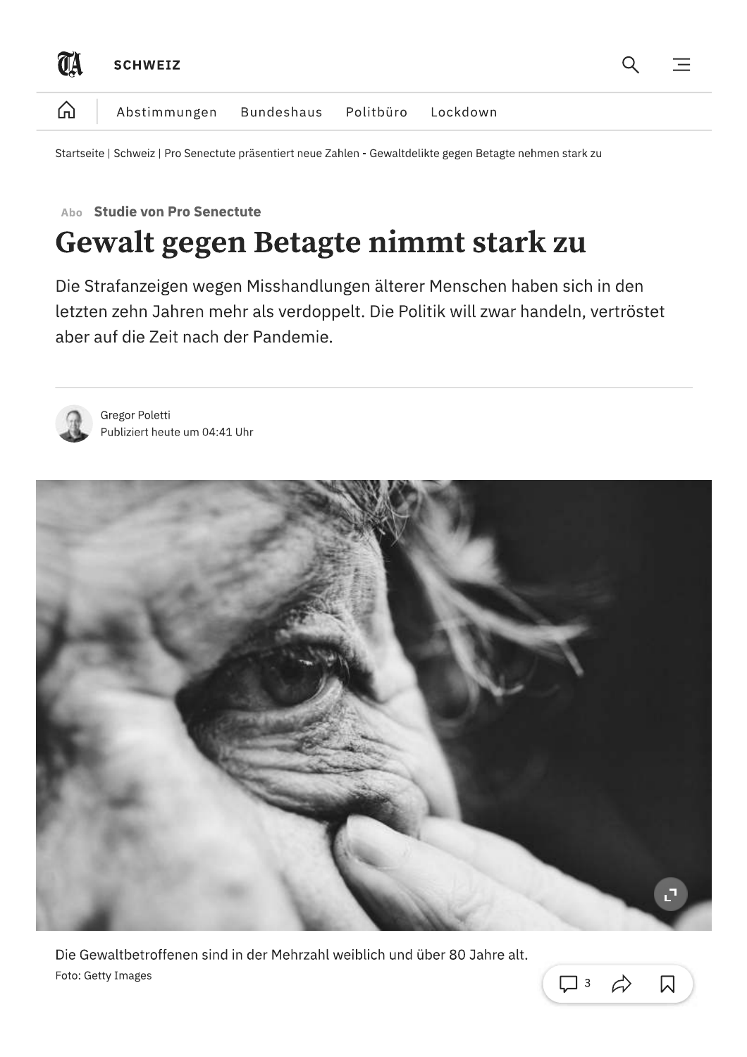Startseite | Schweiz | Pro Senectute präsentiert neue Zahlen - Gewaltdelikte gegen Betagte nehmen stark zu

Abo **Studie von Pro Senectute**

# Gewalt gegen Betagte nimmt stark zu

Die Strafanzeigen wegen Misshandlungen älterer Menschen haben sich in den letzten zehn Jahren mehr als verdoppelt. Die Politik will zwar handeln, vertröstet aber auf die Zeit nach der Pandemie.

Gregor Poletti
Publiziert heute um 04:41 Uhr

Die Gewaltbetroffenen sind in der Mehrzahl weiblich und über 80 Jahre alt.
Foto: Getty Images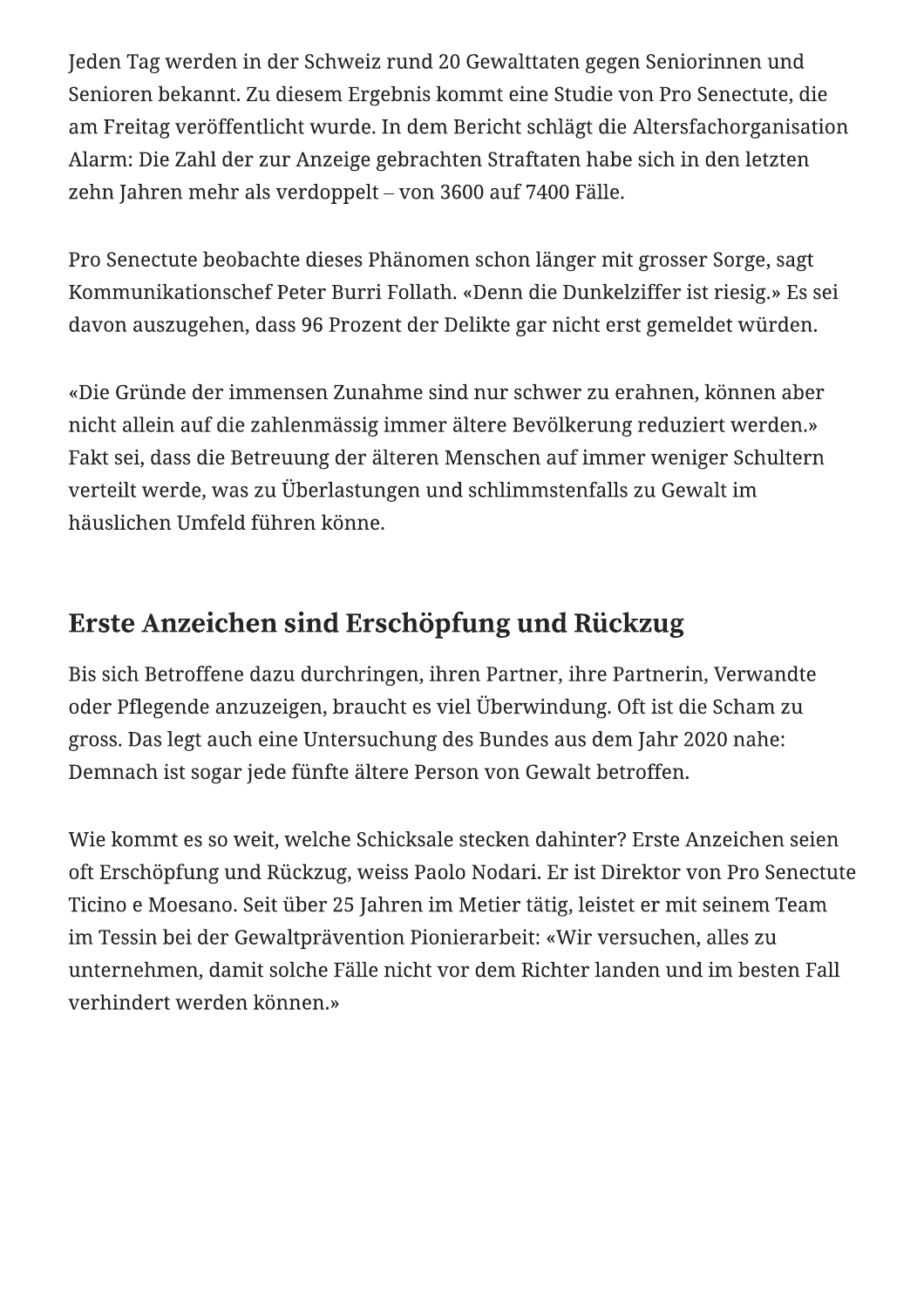Jeden Tag werden in der Schweiz rund 20 Gewalttaten gegen Seniorinnen und Senioren bekannt. Zu diesem Ergebnis kommt eine Studie von Pro Senectute, die am Freitag veröffentlicht wurde. In dem Bericht schlägt die Altersfachorganisation Alarm: Die Zahl der zur Anzeige gebrachten Straftaten habe sich in den letzten zehn Jahren mehr als verdoppelt – von 3600 auf 7400 Fälle.

Pro Senectute beobachte dieses Phänomen schon länger mit grosser Sorge, sagt Kommunikationschef Peter Burri Follath. «Denn die Dunkelziffer ist riesig.» Es sei davon auszugehen, dass 96 Prozent der Delikte gar nicht erst gemeldet würden.

«Die Gründe der immensen Zunahme sind nur schwer zu erahnen, können aber nicht allein auf die zahlenmässig immer ältere Bevölkerung reduziert werden.» Fakt sei, dass die Betreuung der älteren Menschen auf immer weniger Schultern verteilt werde, was zu Überlastungen und schlimmstenfalls zu Gewalt im häuslichen Umfeld führen könne.

## Erste Anzeichen sind Erschöpfung und Rückzug

Bis sich Betroffene dazu durchringen, ihren Partner, ihre Partnerin, Verwandte oder Pflegende anzuzeigen, braucht es viel Überwindung. Oft ist die Scham zu gross. Das legt auch eine Untersuchung des Bundes aus dem Jahr 2020 nahe: Demnach ist sogar jede fünfte ältere Person von Gewalt betroffen.

Wie kommt es so weit, welche Schicksale stecken dahinter? Erste Anzeichen seien oft Erschöpfung und Rückzug, weiss Paolo Nodari. Er ist Direktor von Pro Senectute Ticino e Moesano. Seit über 25 Jahren im Metier tätig, leistet er mit seinem Team im Tessin bei der Gewaltprävention Pionierarbeit: «Wir versuchen, alles zu unternehmen, damit solche Fälle nicht vor dem Richter landen und im besten Fall verhindert werden können.»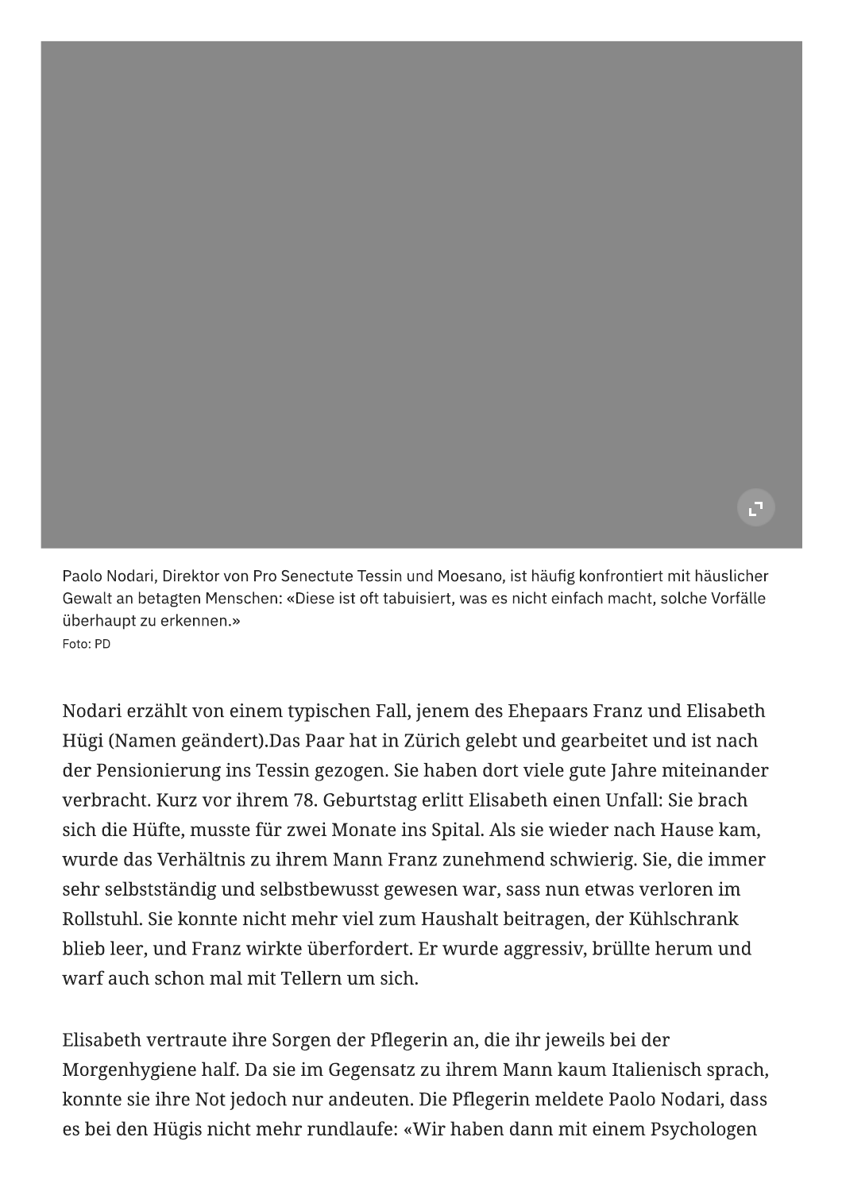Paolo Nodari, Direktor von Pro Senectute Tessin und Moesano, ist häufig konfrontiert mit häuslicher Gewalt an betagten Menschen: «Diese ist oft tabuisiert, was es nicht einfach macht, solche Vorfälle überhaupt zu erkennen.»
Foto: PD

Nodari erzählt von einem typischen Fall, jenem des Ehepaars Franz und Elisabeth Hügi (Namen geändert).Das Paar hat in Zürich gelebt und gearbeitet und ist nach der Pensionierung ins Tessin gezogen. Sie haben dort viele gute Jahre miteinander verbracht. Kurz vor ihrem 78. Geburtstag erlitt Elisabeth einen Unfall: Sie brach sich die Hüfte, musste für zwei Monate ins Spital. Als sie wieder nach Hause kam, wurde das Verhältnis zu ihrem Mann Franz zunehmend schwierig. Sie, die immer sehr selbstständig und selbstbewusst gewesen war, sass nun etwas verloren im Rollstuhl. Sie konnte nicht mehr viel zum Haushalt beitragen, der Kühlschrank blieb leer, und Franz wirkte überfordert. Er wurde aggressiv, brüllte herum und warf auch schon mal mit Tellern um sich.

Elisabeth vertraute ihre Sorgen der Pflegerin an, die ihr jeweils bei der Morgenhygiene half. Da sie im Gegensatz zu ihrem Mann kaum Italienisch sprach, konnte sie ihre Not jedoch nur andeuten. Die Pflegerin meldete Paolo Nodari, dass es bei den Hügis nicht mehr rundlaufe: «Wir haben dann mit einem Psychologen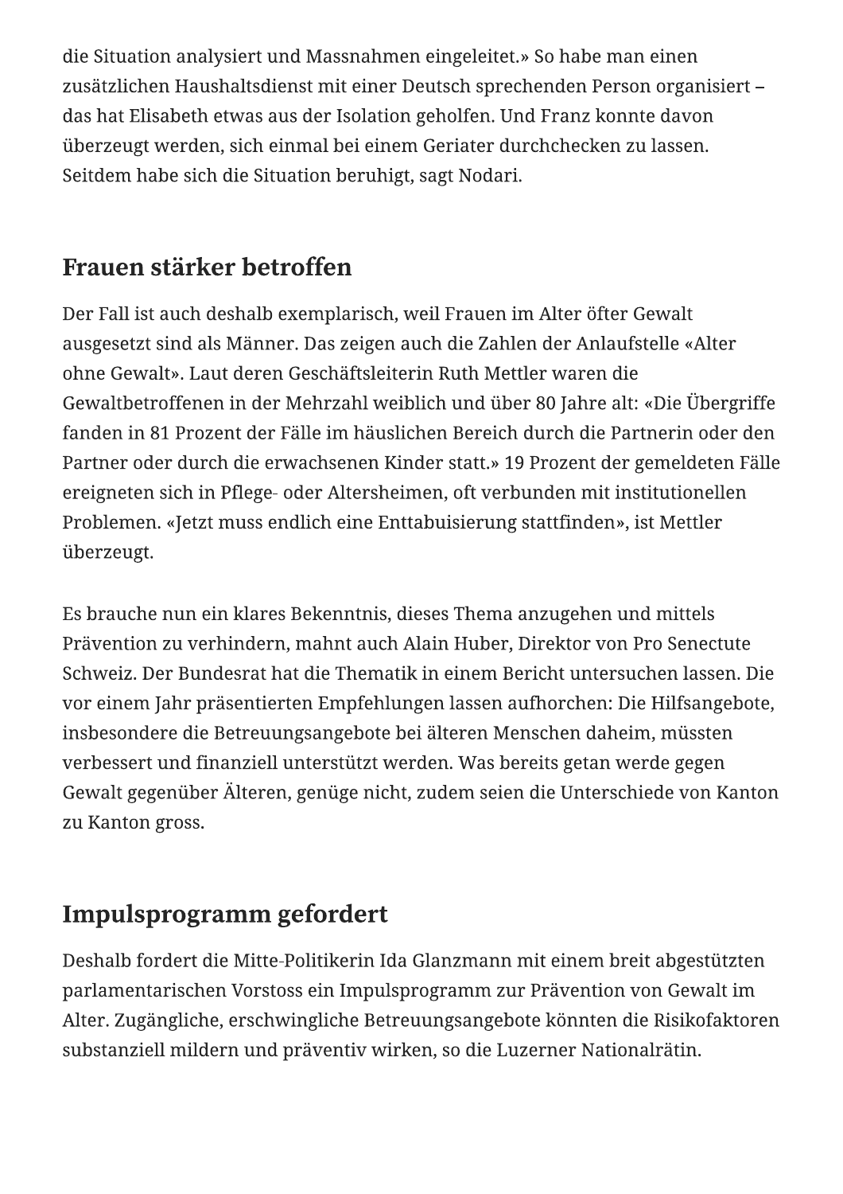die Situation analysiert und Massnahmen eingeleitet.» So habe man einen zusätzlichen Haushaltsdienst mit einer Deutsch sprechenden Person organisiert – das hat Elisabeth etwas aus der Isolation geholfen. Und Franz konnte davon überzeugt werden, sich einmal bei einem Geriater durchchecken zu lassen. Seitdem habe sich die Situation beruhigt, sagt Nodari.

## Frauen stärker betroffen

Der Fall ist auch deshalb exemplarisch, weil Frauen im Alter öfter Gewalt ausgesetzt sind als Männer. Das zeigen auch die Zahlen der Anlaufstelle «Alter ohne Gewalt». Laut deren Geschäftsleiterin Ruth Mettler waren die Gewaltbetroffenen in der Mehrzahl weiblich und über 80 Jahre alt: «Die Übergriffe fanden in 81 Prozent der Fälle im häuslichen Bereich durch die Partnerin oder den Partner oder durch die erwachsenen Kinder statt.» 19 Prozent der gemeldeten Fälle ereigneten sich in Pflege- oder Altersheimen, oft verbunden mit institutionellen Problemen. «Jetzt muss endlich eine Enttabuisierung stattfinden», ist Mettler überzeugt.

Es brauche nun ein klares Bekenntnis, dieses Thema anzugehen und mittels Prävention zu verhindern, mahnt auch Alain Huber, Direktor von Pro Senectute Schweiz. Der Bundesrat hat die Thematik in einem Bericht untersuchen lassen. Die vor einem Jahr präsentierten Empfehlungen lassen aufhorchen: Die Hilfsangebote, insbesondere die Betreuungsangebote bei älteren Menschen daheim, müssten verbessert und finanziell unterstützt werden. Was bereits getan werde gegen Gewalt gegenüber Älteren, genüge nicht, zudem seien die Unterschiede von Kanton zu Kanton gross.

## Impulsprogramm gefordert

Deshalb fordert die Mitte-Politikerin Ida Glanzmann mit einem breit abgestützten parlamentarischen Vorstoss ein Impulsprogramm zur Prävention von Gewalt im Alter. Zugängliche, erschwingliche Betreuungsangebote könnten die Risikofaktoren substanziell mildern und präventiv wirken, so die Luzerner Nationalrätin.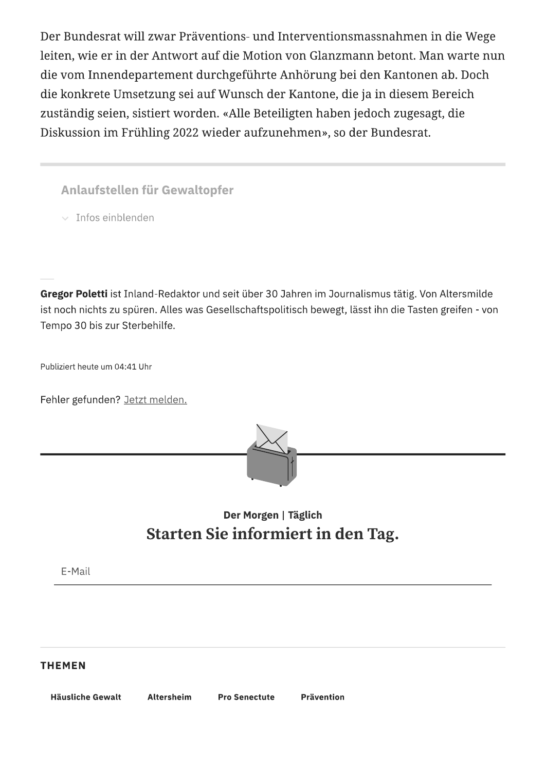Der Bundesrat will zwar Präventions- und Interventionsmassnahmen in die Wege leiten, wie er in der Antwort auf die Motion von Glanzmann betont. Man warte nun die vom Innendepartement durchgeführte Anhörung bei den Kantonen ab. Doch die konkrete Umsetzung sei auf Wunsch der Kantone, die ja in diesem Bereich zuständig seien, sistiert worden. «Alle Beteiligten haben jedoch zugesagt, die Diskussion im Frühling 2022 wieder aufzunehmen», so der Bundesrat.

### Anlaufstellen für Gewaltopfer

Infos einblenden

**Gregor Poletti** ist Inland-Redaktor und seit über 30 Jahren im Journalismus tätig. Von Altersmilde ist noch nichts zu spüren. Alles was Gesellschaftspolitisch bewegt, lässt ihn die Tasten greifen - von Tempo 30 bis zur Sterbehilfe.

Publiziert heute um 04:41 Uhr

Fehler gefunden? Jetzt melden.

**Der Morgen | Täglich**

## Starten Sie informiert in den Tag.

E-Mail

**THEMEN**

**Häusliche Gewalt** **Altersheim** **Pro Senectute** **Prävention**